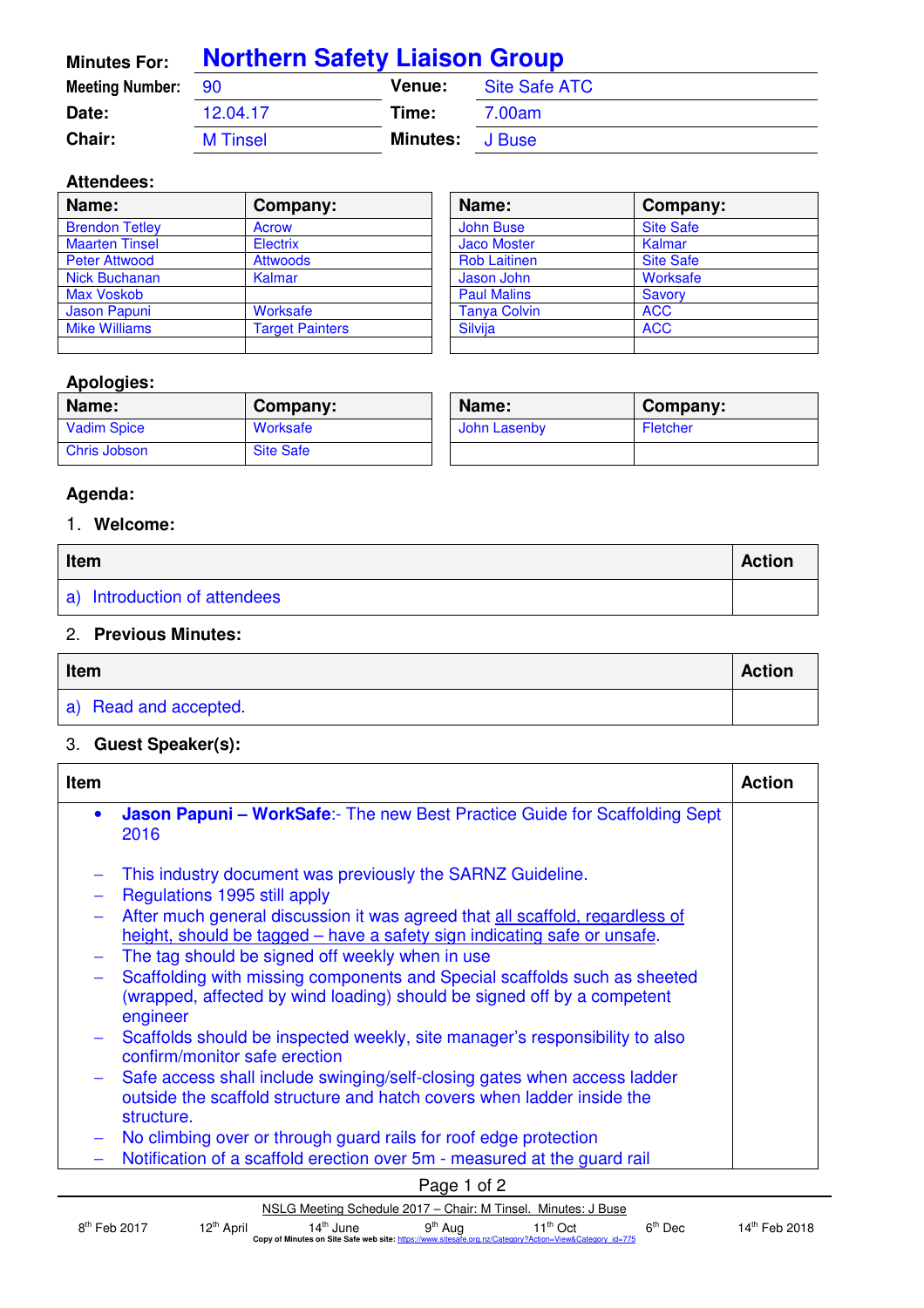| **Minutes For:** | **Northern Safety Liaison Group** | | |
|---|---|---|---|
| **Meeting Number:** | 90 | **Venue:** | Site Safe ATC |
| **Date:** | 12.04.17 | **Time:** | 7.00am |
| **Chair:** | M Tinsel | **Minutes:** | J Buse |

**Attendees:**

| Name: | Company: | Name: | Company: |
|---|---|---|---|
| Brendon Tetley | Acrow | John Buse | Site Safe |
| Maarten Tinsel | Electrix | Jaco Moster | Kalmar |
| Peter Attwood | Attwoods | Rob Laitinen | Site Safe |
| Nick Buchanan | Kalmar | Jason John | Worksafe |
| Max Voskob | | Paul Malins | Savory |
| Jason Papuni | Worksafe | Tanya Colvin | ACC |
| Mike Williams | Target Painters | Silvija | ACC |
| | | | |

**Apologies:**

| Name: | Company: | Name: | Company: |
|---|---|---|---|
| Vadim Spice | Worksafe | John Lasenby | Fletcher |
| Chris Jobson | Site Safe | | |

**Agenda:**

1. **Welcome:**

| Item | Action |
|---|---|
| a) Introduction of attendees | |

2. **Previous Minutes:**

| Item | Action |
|---|---|
| a) Read and accepted. | |

3. **Guest Speaker(s):**

| Item | Action |
|---|---|
| • **Jason Papuni – WorkSafe**:- The new Best Practice Guide for Scaffolding Sept 2016<br><br>– This industry document was previously the SARNZ Guideline.<br>– Regulations 1995 still apply<br>– After much general discussion it was agreed that all scaffold, regardless of height, should be tagged – have a safety sign indicating safe or unsafe.<br>– The tag should be signed off weekly when in use<br>– Scaffolding with missing components and Special scaffolds such as sheeted (wrapped, affected by wind loading) should be signed off by a competent engineer<br>– Scaffolds should be inspected weekly, site manager's responsibility to also confirm/monitor safe erection<br>– Safe access shall include swinging/self-closing gates when access ladder outside the scaffold structure and hatch covers when ladder inside the structure.<br>– No climbing over or through guard rails for roof edge protection<br>– Notification of a scaffold erection over 5m - measured at the guard rail | |

NSLG Meeting Schedule 2017 – Chair: M Tinsel. Minutes: J Buse

| 8th Feb 2017 | 12th April | 14th June | 9th Aug | 11th Oct | 6th Dec | 14th Feb 2018 |
|---|---|---|---|---|---|---|

Copy of Minutes on Site Safe web site: https://www.sitesafe.org.nz/Category?Action=View&Category_id=775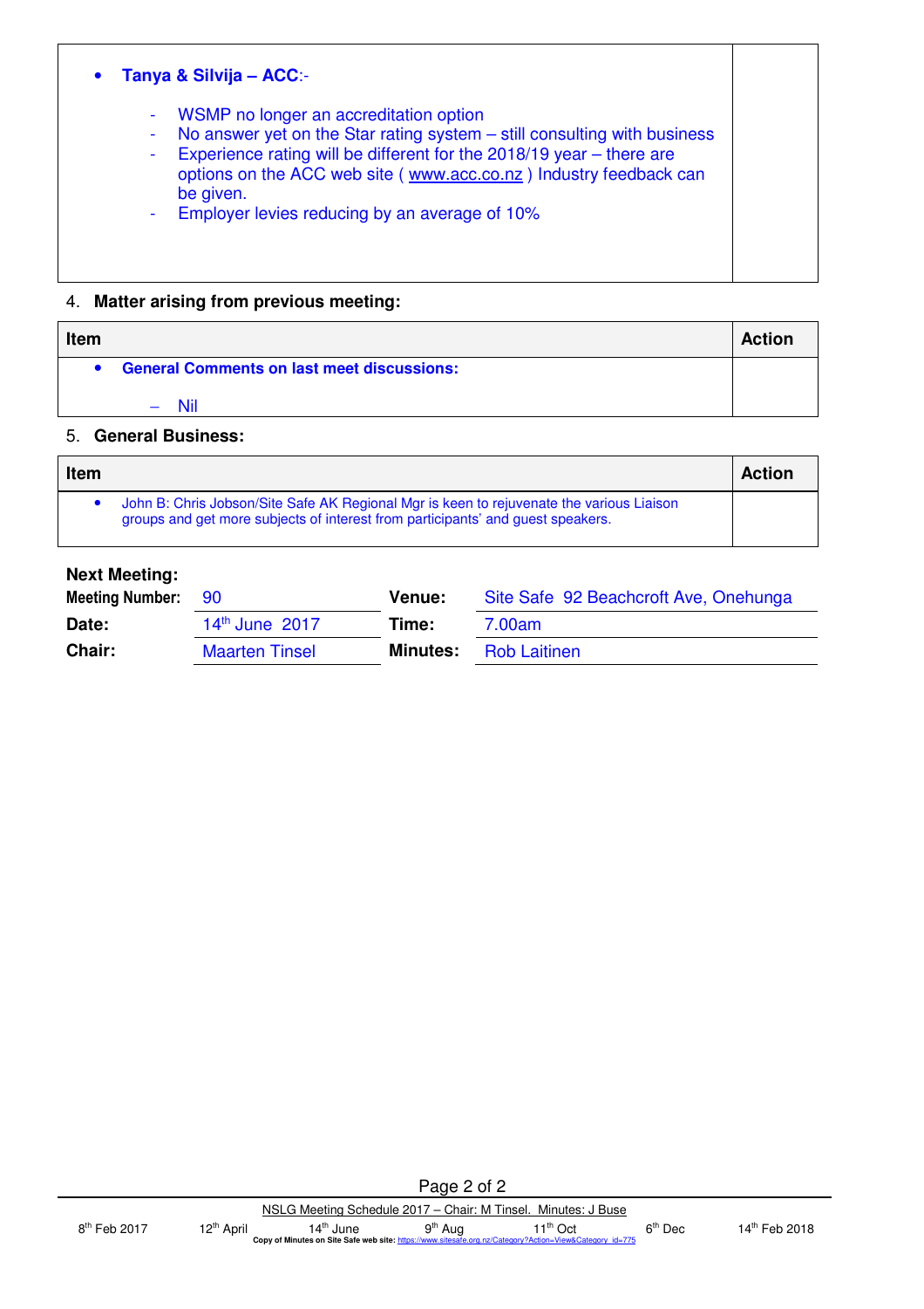| | |
|---|---|
| • **Tanya & Silvija – ACC**:- <br><br> - WSMP no longer an accreditation option <br> - No answer yet on the Star rating system – still consulting with business <br> - Experience rating will be different for the 2018/19 year – there are options on the ACC web site ( www.acc.co.nz ) Industry feedback can be given. <br> - Employer levies reducing by an average of 10% | |

4. **Matter arising from previous meeting:**

| Item | Action |
|---|---|
| • **General Comments on last meet discussions:** <br><br> – Nil | |

5. **General Business:**

| Item | Action |
|---|---|
| • John B: Chris Jobson/Site Safe AK Regional Mgr is keen to rejuvenate the various Liaison groups and get more subjects of interest from participants' and guest speakers. | |

**Next Meeting:**

| | | | |
|---|---|---|---|
| **Meeting Number:** | 90 | **Venue:** | Site Safe 92 Beachcroft Ave, Onehunga |
| **Date:** | 14th June 2017 | **Time:** | 7.00am |
| **Chair:** | Maarten Tinsel | **Minutes:** | Rob Laitinen |

NSLG Meeting Schedule 2017 – Chair: M Tinsel. Minutes: J Buse

| | | | | | | |
|---|---|---|---|---|---|---|
| 8th Feb 2017 | 12th April | 14th June | 9th Aug | 11th Oct | 6th Dec | 14th Feb 2018 |

**Copy of Minutes on Site Safe web site:** https://www.sitesafe.org.nz/Category?Action=View&Category_id=775